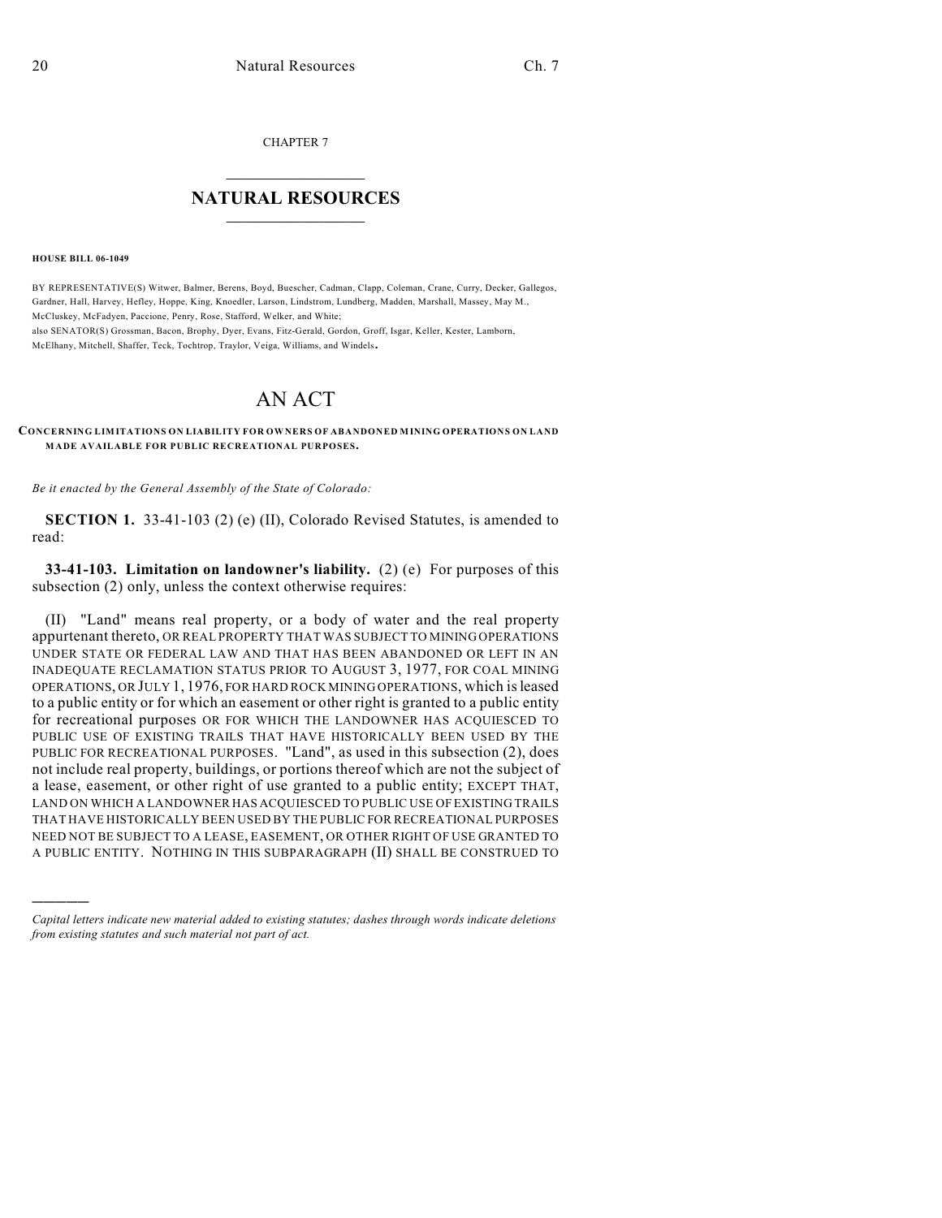CHAPTER 7

## NATURAL RESOURCES

**HOUSE BILL 06-1049**

BY REPRESENTATIVE(S) Witwer, Balmer, Berens, Boyd, Buescher, Cadman, Clapp, Coleman, Crane, Curry, Decker, Gallegos, Gardner, Hall, Harvey, Hefley, Hoppe, King, Knoedler, Larson, Lindstrom, Lundberg, Madden, Marshall, Massey, May M., McCluskey, McFadyen, Paccione, Penry, Rose, Stafford, Welker, and White;
also SENATOR(S) Grossman, Bacon, Brophy, Dyer, Evans, Fitz-Gerald, Gordon, Groff, Isgar, Keller, Kester, Lamborn, McElhany, Mitchell, Shaffer, Teck, Tochtrop, Traylor, Veiga, Williams, and Windels.

# AN ACT

**CONCERNING LIMITATIONS ON LIABILITY FOR OWNERS OF ABANDONED MINING OPERATIONS ON LAND MADE AVAILABLE FOR PUBLIC RECREATIONAL PURPOSES.**

*Be it enacted by the General Assembly of the State of Colorado:*

**SECTION 1.** 33-41-103 (2) (e) (II), Colorado Revised Statutes, is amended to read:

**33-41-103. Limitation on landowner's liability.** (2) (e) For purposes of this subsection (2) only, unless the context otherwise requires:

(II) "Land" means real property, or a body of water and the real property appurtenant thereto, OR REAL PROPERTY THAT WAS SUBJECT TO MINING OPERATIONS UNDER STATE OR FEDERAL LAW AND THAT HAS BEEN ABANDONED OR LEFT IN AN INADEQUATE RECLAMATION STATUS PRIOR TO AUGUST 3, 1977, FOR COAL MINING OPERATIONS, OR JULY 1, 1976, FOR HARD ROCK MINING OPERATIONS, which is leased to a public entity or for which an easement or other right is granted to a public entity for recreational purposes OR FOR WHICH THE LANDOWNER HAS ACQUIESCED TO PUBLIC USE OF EXISTING TRAILS THAT HAVE HISTORICALLY BEEN USED BY THE PUBLIC FOR RECREATIONAL PURPOSES. "Land", as used in this subsection (2), does not include real property, buildings, or portions thereof which are not the subject of a lease, easement, or other right of use granted to a public entity; EXCEPT THAT, LAND ON WHICH A LANDOWNER HAS ACQUIESCED TO PUBLIC USE OF EXISTING TRAILS THAT HAVE HISTORICALLY BEEN USED BY THE PUBLIC FOR RECREATIONAL PURPOSES NEED NOT BE SUBJECT TO A LEASE, EASEMENT, OR OTHER RIGHT OF USE GRANTED TO A PUBLIC ENTITY. NOTHING IN THIS SUBPARAGRAPH (II) SHALL BE CONSTRUED TO

---

*Capital letters indicate new material added to existing statutes; dashes through words indicate deletions from existing statutes and such material not part of act.*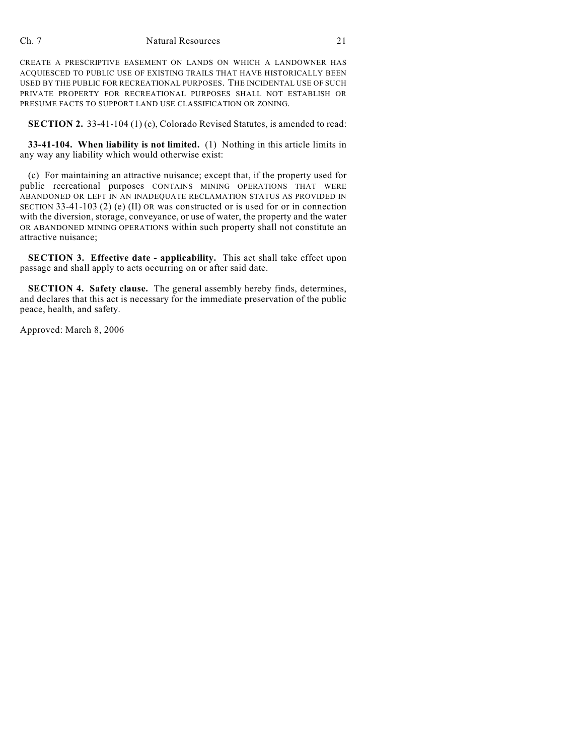CREATE A PRESCRIPTIVE EASEMENT ON LANDS ON WHICH A LANDOWNER HAS ACQUIESCED TO PUBLIC USE OF EXISTING TRAILS THAT HAVE HISTORICALLY BEEN USED BY THE PUBLIC FOR RECREATIONAL PURPOSES. THE INCIDENTAL USE OF SUCH PRIVATE PROPERTY FOR RECREATIONAL PURPOSES SHALL NOT ESTABLISH OR PRESUME FACTS TO SUPPORT LAND USE CLASSIFICATION OR ZONING.

**SECTION 2.** 33-41-104 (1) (c), Colorado Revised Statutes, is amended to read:

**33-41-104. When liability is not limited.** (1) Nothing in this article limits in any way any liability which would otherwise exist:

(c) For maintaining an attractive nuisance; except that, if the property used for public recreational purposes CONTAINS MINING OPERATIONS THAT WERE ABANDONED OR LEFT IN AN INADEQUATE RECLAMATION STATUS AS PROVIDED IN SECTION 33-41-103 (2) (e) (II) OR was constructed or is used for or in connection with the diversion, storage, conveyance, or use of water, the property and the water OR ABANDONED MINING OPERATIONS within such property shall not constitute an attractive nuisance;

**SECTION 3. Effective date - applicability.** This act shall take effect upon passage and shall apply to acts occurring on or after said date.

**SECTION 4. Safety clause.** The general assembly hereby finds, determines, and declares that this act is necessary for the immediate preservation of the public peace, health, and safety.

Approved: March 8, 2006